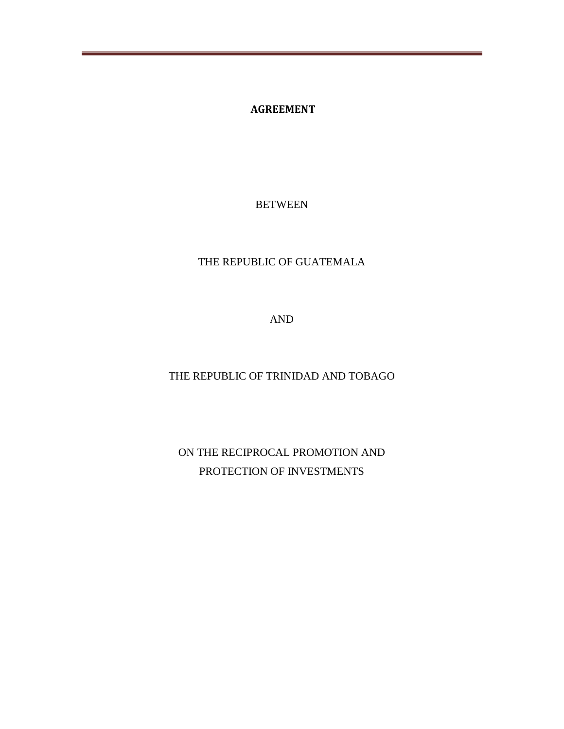**AGREEMENT**

BETWEEN

THE REPUBLIC OF GUATEMALA

AND

THE REPUBLIC OF TRINIDAD AND TOBAGO

ON THE RECIPROCAL PROMOTION AND PROTECTION OF INVESTMENTS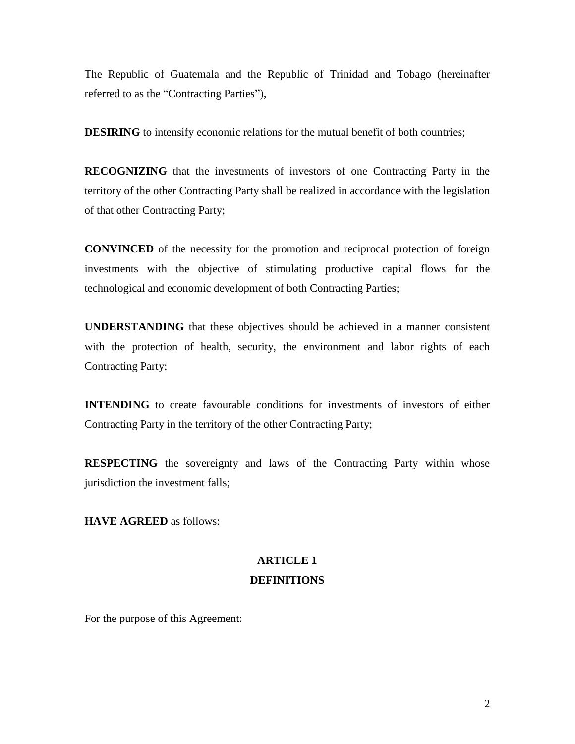The Republic of Guatemala and the Republic of Trinidad and Tobago (hereinafter referred to as the "Contracting Parties"),

**DESIRING** to intensify economic relations for the mutual benefit of both countries;

**RECOGNIZING** that the investments of investors of one Contracting Party in the territory of the other Contracting Party shall be realized in accordance with the legislation of that other Contracting Party;

**CONVINCED** of the necessity for the promotion and reciprocal protection of foreign investments with the objective of stimulating productive capital flows for the technological and economic development of both Contracting Parties;

**UNDERSTANDING** that these objectives should be achieved in a manner consistent with the protection of health, security, the environment and labor rights of each Contracting Party;

**INTENDING** to create favourable conditions for investments of investors of either Contracting Party in the territory of the other Contracting Party;

**RESPECTING** the sovereignty and laws of the Contracting Party within whose jurisdiction the investment falls;

**HAVE AGREED** as follows:

## ARTICLE 1
## DEFINITIONS

For the purpose of this Agreement: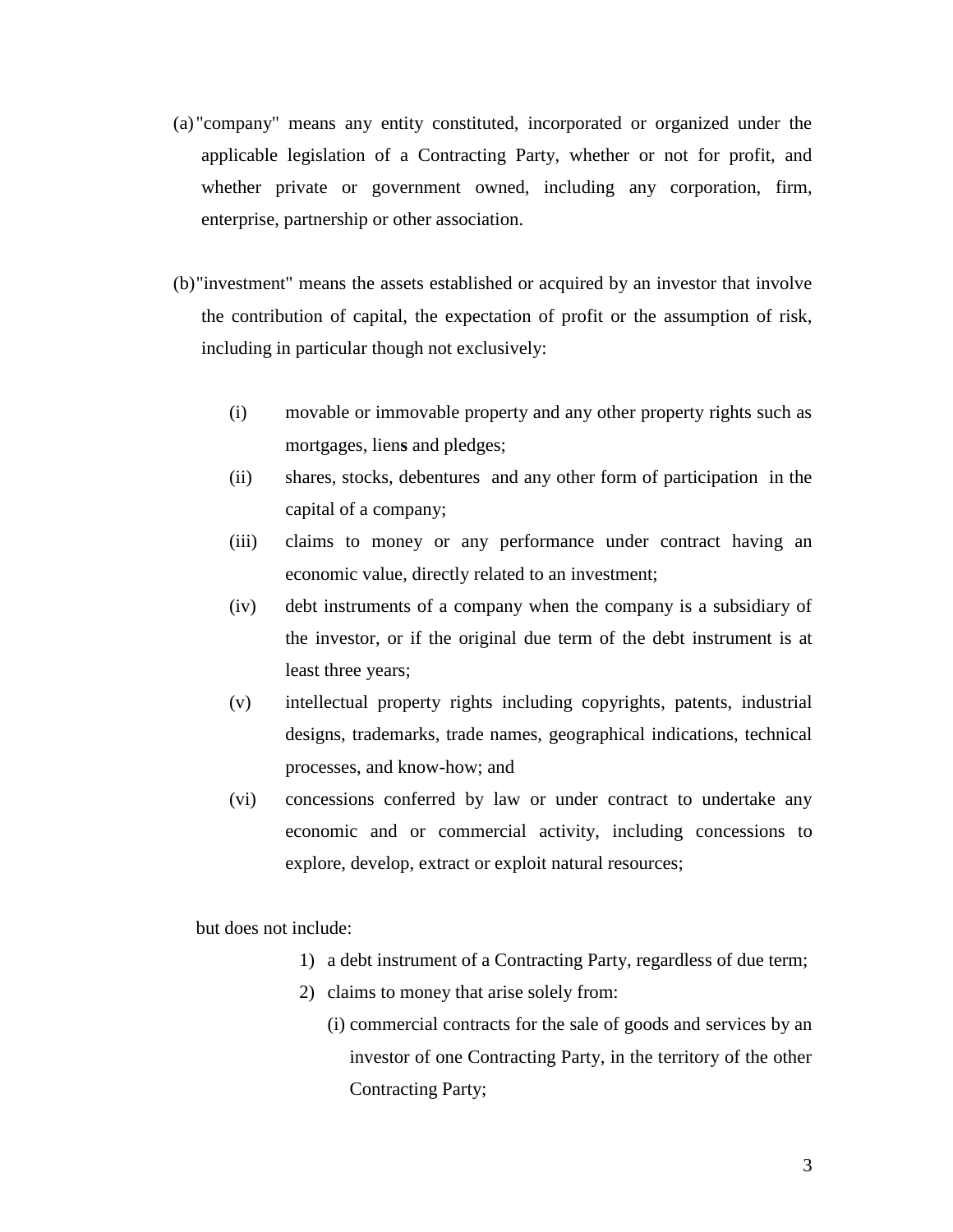(a) "company" means any entity constituted, incorporated or organized under the applicable legislation of a Contracting Party, whether or not for profit, and whether private or government owned, including any corporation, firm, enterprise, partnership or other association.

(b) "investment" means the assets established or acquired by an investor that involve the contribution of capital, the expectation of profit or the assumption of risk, including in particular though not exclusively:

- (i) movable or immovable property and any other property rights such as mortgages, liens and pledges;
- (ii) shares, stocks, debentures and any other form of participation in the capital of a company;
- (iii) claims to money or any performance under contract having an economic value, directly related to an investment;
- (iv) debt instruments of a company when the company is a subsidiary of the investor, or if the original due term of the debt instrument is at least three years;
- (v) intellectual property rights including copyrights, patents, industrial designs, trademarks, trade names, geographical indications, technical processes, and know-how; and
- (vi) concessions conferred by law or under contract to undertake any economic and or commercial activity, including concessions to explore, develop, extract or exploit natural resources;

but does not include:

1) a debt instrument of a Contracting Party, regardless of due term;
2) claims to money that arise solely from:
   - (i) commercial contracts for the sale of goods and services by an investor of one Contracting Party, in the territory of the other Contracting Party;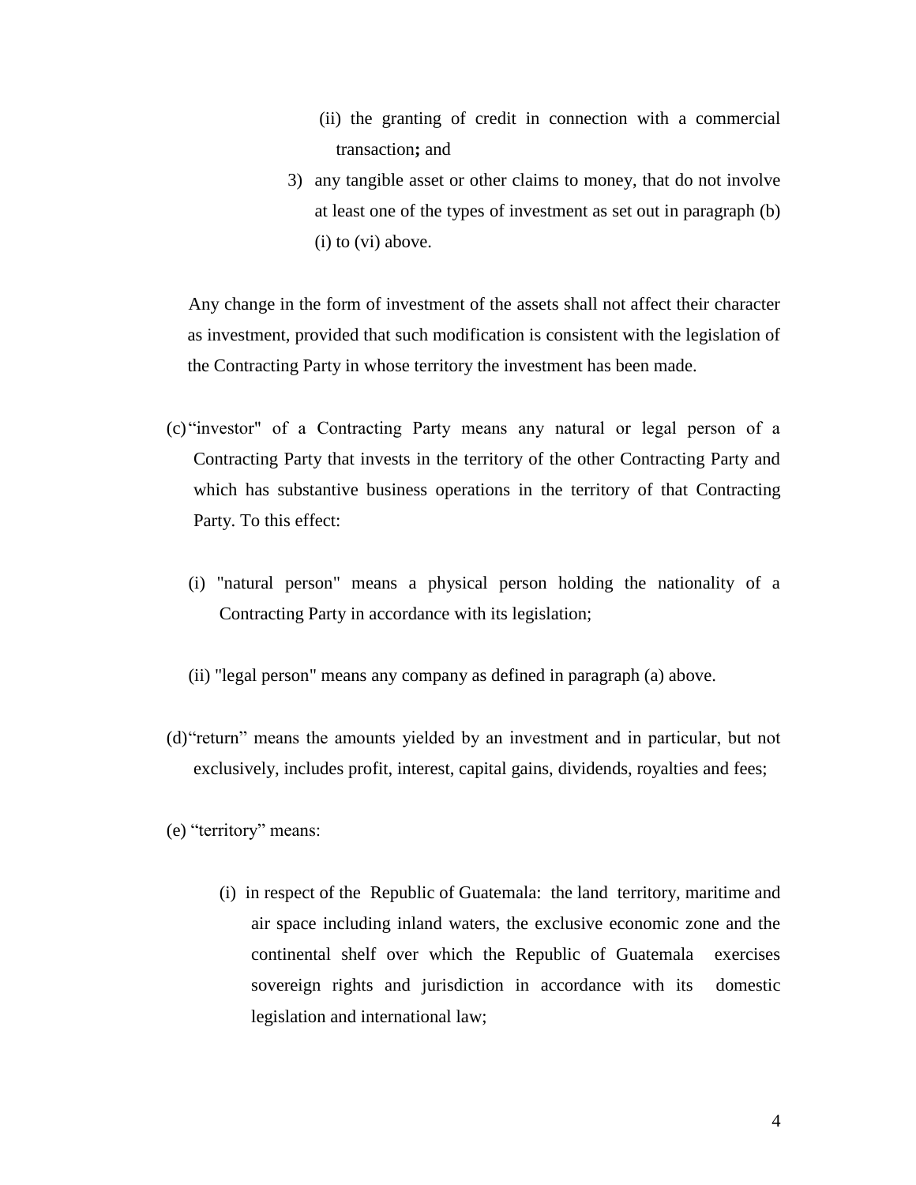(ii) the granting of credit in connection with a commercial transaction**;** and

3) any tangible asset or other claims to money, that do not involve at least one of the types of investment as set out in paragraph (b) (i) to (vi) above.

Any change in the form of investment of the assets shall not affect their character as investment, provided that such modification is consistent with the legislation of the Contracting Party in whose territory the investment has been made.

(c) "investor" of a Contracting Party means any natural or legal person of a Contracting Party that invests in the territory of the other Contracting Party and which has substantive business operations in the territory of that Contracting Party. To this effect:

(i) "natural person" means a physical person holding the nationality of a Contracting Party in accordance with its legislation;

(ii) "legal person" means any company as defined in paragraph (a) above.

(d) "return" means the amounts yielded by an investment and in particular, but not exclusively, includes profit, interest, capital gains, dividends, royalties and fees;

(e) "territory" means:

(i) in respect of the Republic of Guatemala: the land territory, maritime and air space including inland waters, the exclusive economic zone and the continental shelf over which the Republic of Guatemala exercises sovereign rights and jurisdiction in accordance with its domestic legislation and international law;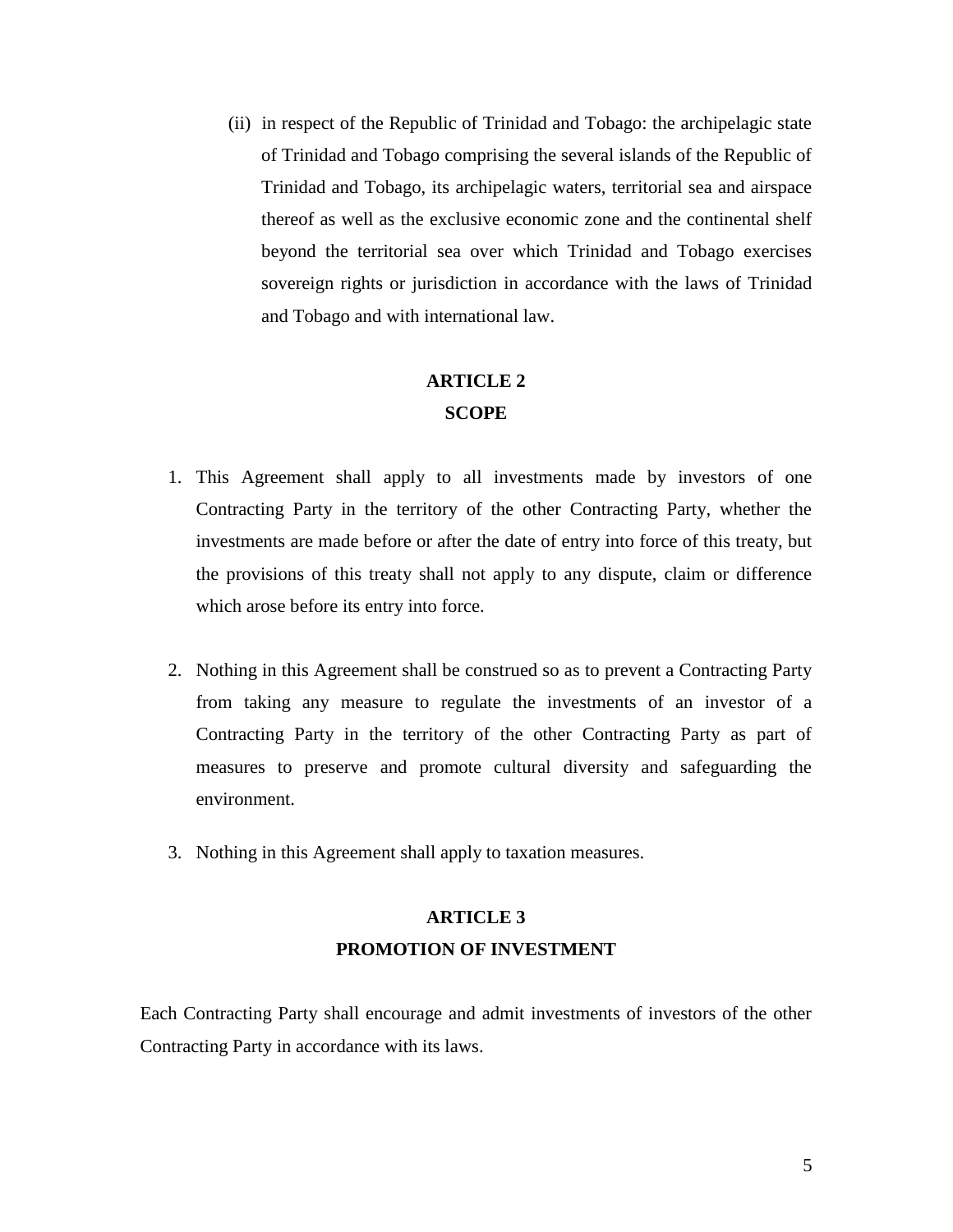(ii) in respect of the Republic of Trinidad and Tobago: the archipelagic state of Trinidad and Tobago comprising the several islands of the Republic of Trinidad and Tobago, its archipelagic waters, territorial sea and airspace thereof as well as the exclusive economic zone and the continental shelf beyond the territorial sea over which Trinidad and Tobago exercises sovereign rights or jurisdiction in accordance with the laws of Trinidad and Tobago and with international law.

## ARTICLE 2
## SCOPE

1. This Agreement shall apply to all investments made by investors of one Contracting Party in the territory of the other Contracting Party, whether the investments are made before or after the date of entry into force of this treaty, but the provisions of this treaty shall not apply to any dispute, claim or difference which arose before its entry into force.

2. Nothing in this Agreement shall be construed so as to prevent a Contracting Party from taking any measure to regulate the investments of an investor of a Contracting Party in the territory of the other Contracting Party as part of measures to preserve and promote cultural diversity and safeguarding the environment.

3. Nothing in this Agreement shall apply to taxation measures.

## ARTICLE 3
## PROMOTION OF INVESTMENT

Each Contracting Party shall encourage and admit investments of investors of the other Contracting Party in accordance with its laws.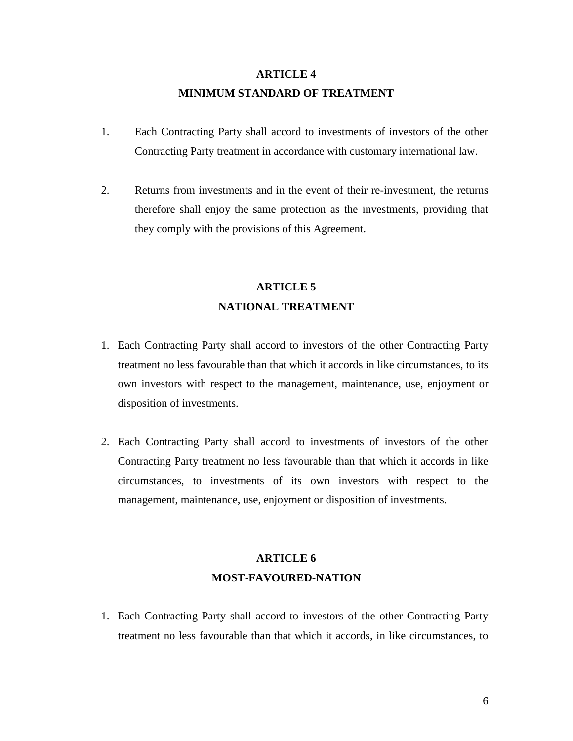## ARTICLE 4
## MINIMUM STANDARD OF TREATMENT

1. Each Contracting Party shall accord to investments of investors of the other Contracting Party treatment in accordance with customary international law.

2. Returns from investments and in the event of their re-investment, the returns therefore shall enjoy the same protection as the investments, providing that they comply with the provisions of this Agreement.

## ARTICLE 5
## NATIONAL TREATMENT

1. Each Contracting Party shall accord to investors of the other Contracting Party treatment no less favourable than that which it accords in like circumstances, to its own investors with respect to the management, maintenance, use, enjoyment or disposition of investments.

2. Each Contracting Party shall accord to investments of investors of the other Contracting Party treatment no less favourable than that which it accords in like circumstances, to investments of its own investors with respect to the management, maintenance, use, enjoyment or disposition of investments.

## ARTICLE 6
## MOST-FAVOURED-NATION

1. Each Contracting Party shall accord to investors of the other Contracting Party treatment no less favourable than that which it accords, in like circumstances, to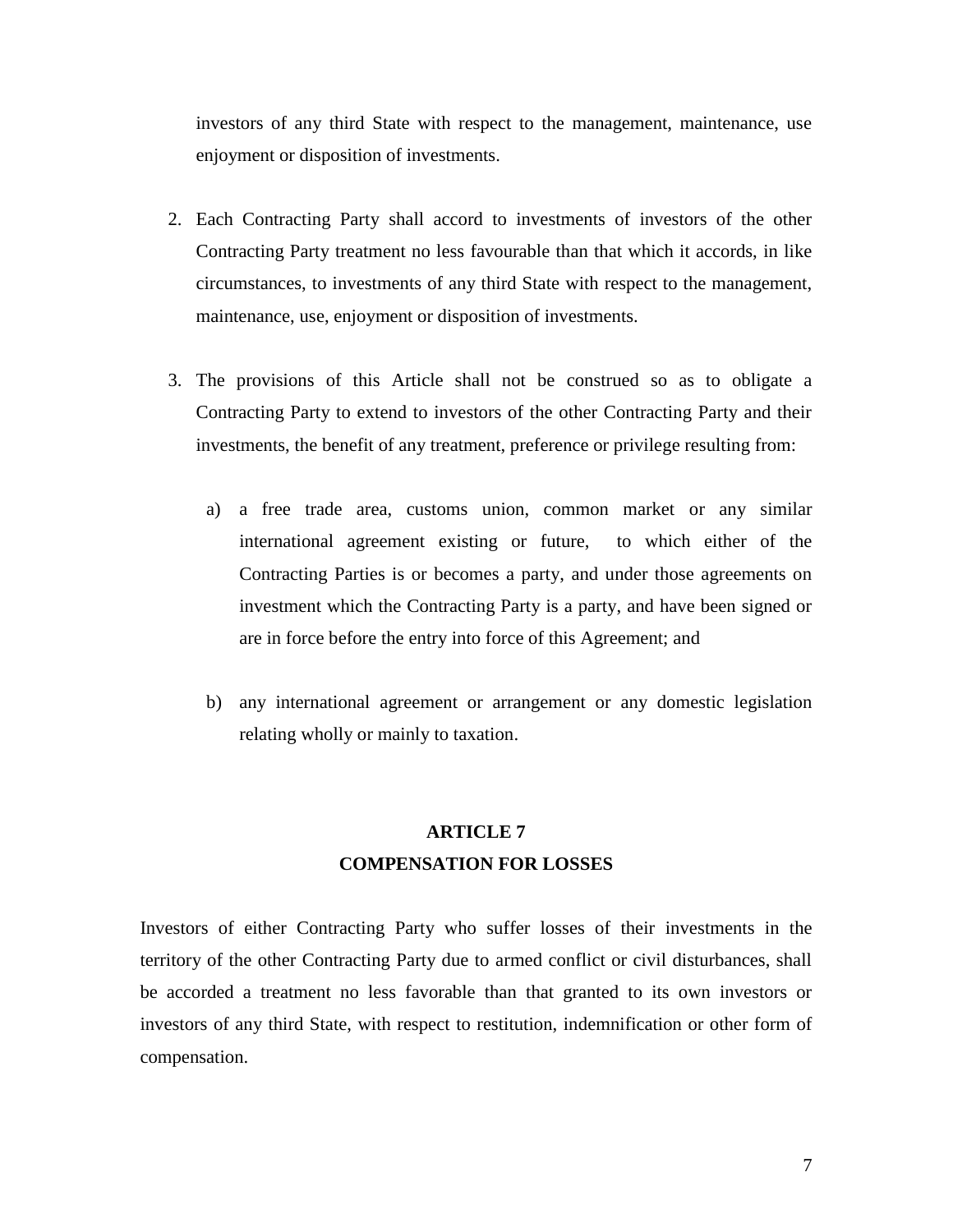investors of any third State with respect to the management, maintenance, use enjoyment or disposition of investments.

2. Each Contracting Party shall accord to investments of investors of the other Contracting Party treatment no less favourable than that which it accords, in like circumstances, to investments of any third State with respect to the management, maintenance, use, enjoyment or disposition of investments.

3. The provisions of this Article shall not be construed so as to obligate a Contracting Party to extend to investors of the other Contracting Party and their investments, the benefit of any treatment, preference or privilege resulting from:

   a) a free trade area, customs union, common market or any similar international agreement existing or future, to which either of the Contracting Parties is or becomes a party, and under those agreements on investment which the Contracting Party is a party, and have been signed or are in force before the entry into force of this Agreement; and

   b) any international agreement or arrangement or any domestic legislation relating wholly or mainly to taxation.

## ARTICLE 7
## COMPENSATION FOR LOSSES

Investors of either Contracting Party who suffer losses of their investments in the territory of the other Contracting Party due to armed conflict or civil disturbances, shall be accorded a treatment no less favorable than that granted to its own investors or investors of any third State, with respect to restitution, indemnification or other form of compensation.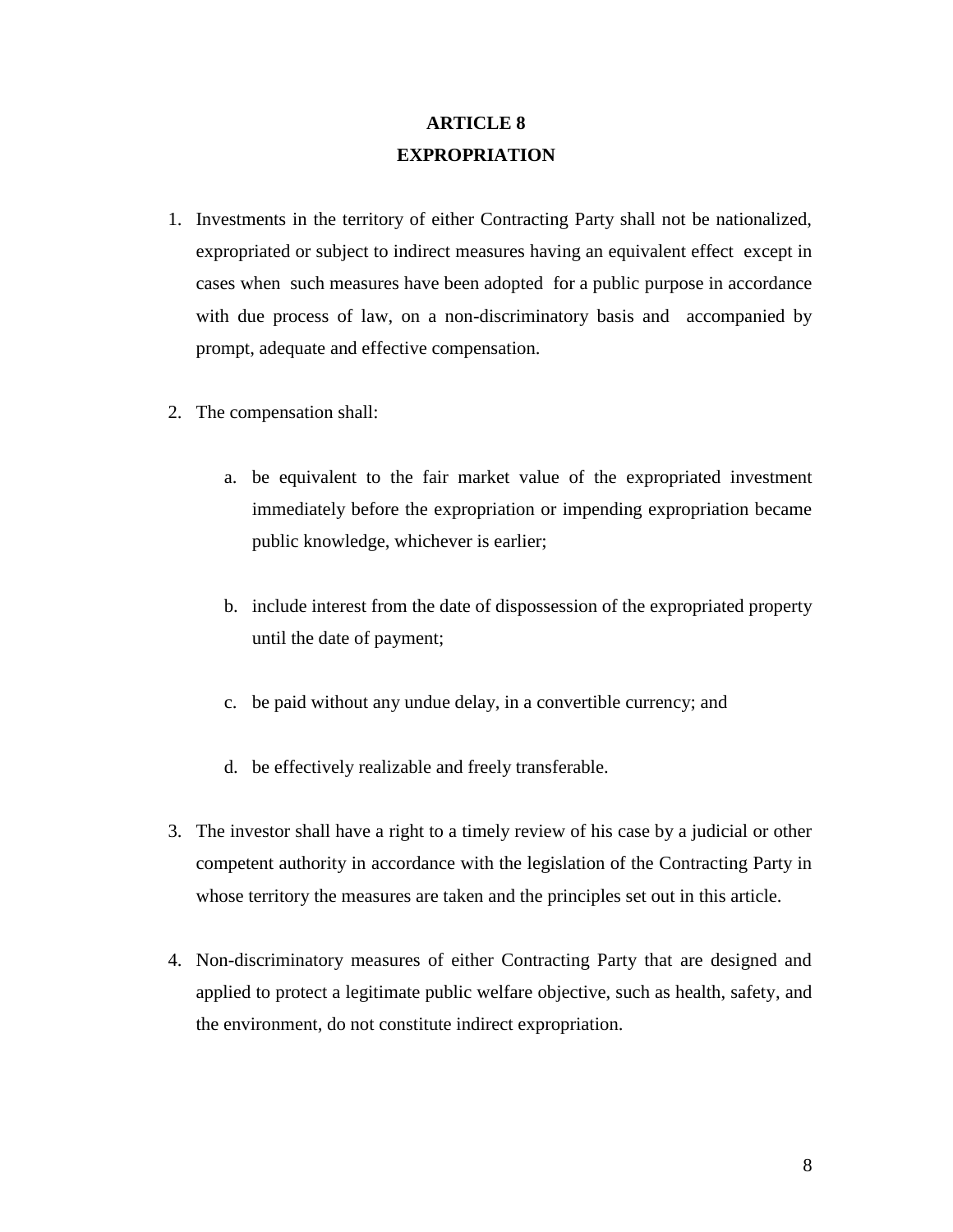## ARTICLE 8
## EXPROPRIATION

1. Investments in the territory of either Contracting Party shall not be nationalized, expropriated or subject to indirect measures having an equivalent effect except in cases when such measures have been adopted for a public purpose in accordance with due process of law, on a non-discriminatory basis and accompanied by prompt, adequate and effective compensation.

2. The compensation shall:

   a. be equivalent to the fair market value of the expropriated investment immediately before the expropriation or impending expropriation became public knowledge, whichever is earlier;

   b. include interest from the date of dispossession of the expropriated property until the date of payment;

   c. be paid without any undue delay, in a convertible currency; and

   d. be effectively realizable and freely transferable.

3. The investor shall have a right to a timely review of his case by a judicial or other competent authority in accordance with the legislation of the Contracting Party in whose territory the measures are taken and the principles set out in this article.

4. Non-discriminatory measures of either Contracting Party that are designed and applied to protect a legitimate public welfare objective, such as health, safety, and the environment, do not constitute indirect expropriation.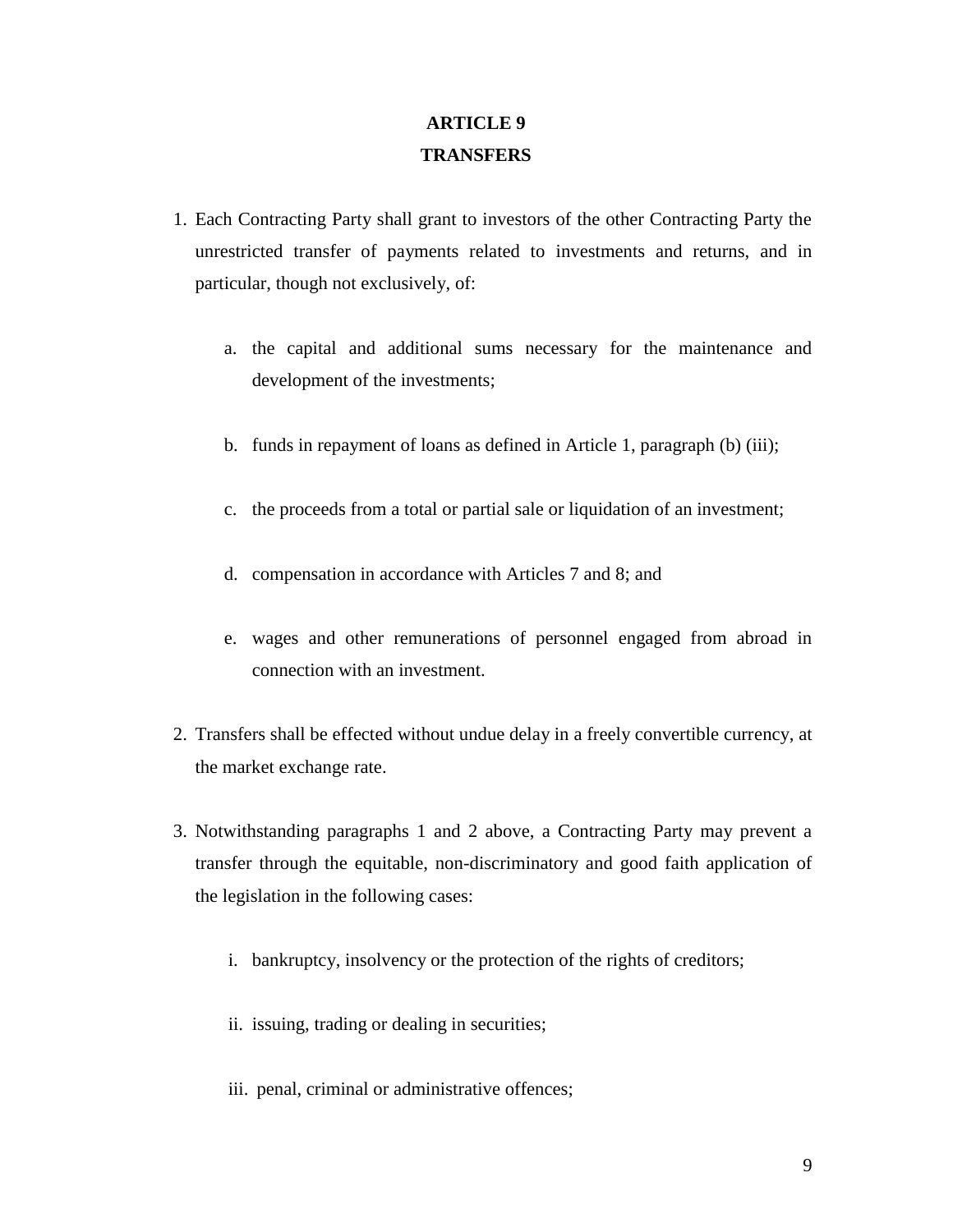# ARTICLE 9
## TRANSFERS

1. Each Contracting Party shall grant to investors of the other Contracting Party the unrestricted transfer of payments related to investments and returns, and in particular, though not exclusively, of:

   a. the capital and additional sums necessary for the maintenance and development of the investments;

   b. funds in repayment of loans as defined in Article 1, paragraph (b) (iii);

   c. the proceeds from a total or partial sale or liquidation of an investment;

   d. compensation in accordance with Articles 7 and 8; and

   e. wages and other remunerations of personnel engaged from abroad in connection with an investment.

2. Transfers shall be effected without undue delay in a freely convertible currency, at the market exchange rate.

3. Notwithstanding paragraphs 1 and 2 above, a Contracting Party may prevent a transfer through the equitable, non-discriminatory and good faith application of the legislation in the following cases:

   i. bankruptcy, insolvency or the protection of the rights of creditors;

   ii. issuing, trading or dealing in securities;

   iii. penal, criminal or administrative offences;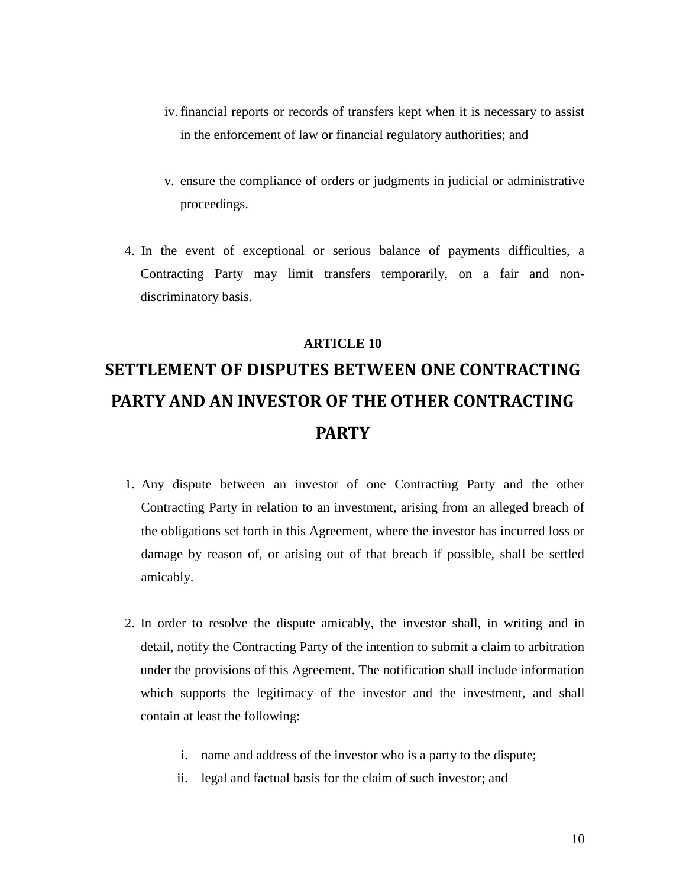iv. financial reports or records of transfers kept when it is necessary to assist in the enforcement of law or financial regulatory authorities; and

v. ensure the compliance of orders or judgments in judicial or administrative proceedings.

4. In the event of exceptional or serious balance of payments difficulties, a Contracting Party may limit transfers temporarily, on a fair and non-discriminatory basis.

**ARTICLE 10**

# SETTLEMENT OF DISPUTES BETWEEN ONE CONTRACTING PARTY AND AN INVESTOR OF THE OTHER CONTRACTING PARTY

1. Any dispute between an investor of one Contracting Party and the other Contracting Party in relation to an investment, arising from an alleged breach of the obligations set forth in this Agreement, where the investor has incurred loss or damage by reason of, or arising out of that breach if possible, shall be settled amicably.

2. In order to resolve the dispute amicably, the investor shall, in writing and in detail, notify the Contracting Party of the intention to submit a claim to arbitration under the provisions of this Agreement. The notification shall include information which supports the legitimacy of the investor and the investment, and shall contain at least the following:

    i. name and address of the investor who is a party to the dispute;
    ii. legal and factual basis for the claim of such investor; and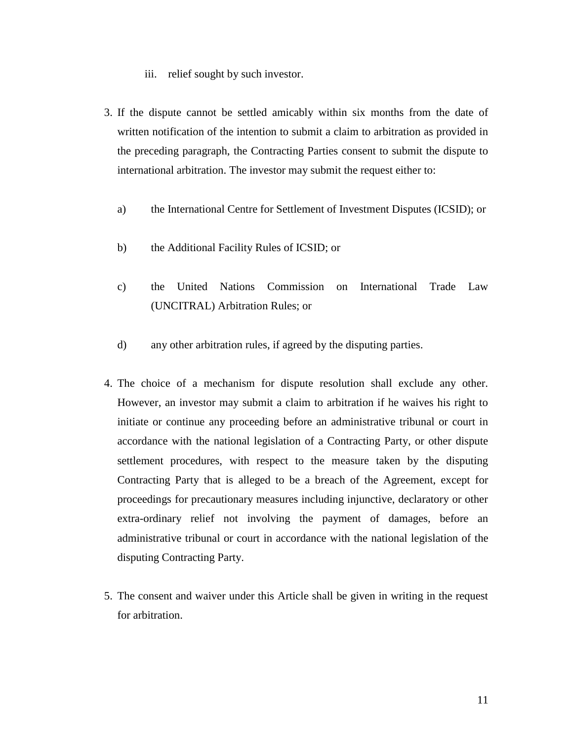iii. relief sought by such investor.

3. If the dispute cannot be settled amicably within six months from the date of written notification of the intention to submit a claim to arbitration as provided in the preceding paragraph, the Contracting Parties consent to submit the dispute to international arbitration. The investor may submit the request either to:

   a) the International Centre for Settlement of Investment Disputes (ICSID); or

   b) the Additional Facility Rules of ICSID; or

   c) the United Nations Commission on International Trade Law (UNCITRAL) Arbitration Rules; or

   d) any other arbitration rules, if agreed by the disputing parties.

4. The choice of a mechanism for dispute resolution shall exclude any other. However, an investor may submit a claim to arbitration if he waives his right to initiate or continue any proceeding before an administrative tribunal or court in accordance with the national legislation of a Contracting Party, or other dispute settlement procedures, with respect to the measure taken by the disputing Contracting Party that is alleged to be a breach of the Agreement, except for proceedings for precautionary measures including injunctive, declaratory or other extra-ordinary relief not involving the payment of damages, before an administrative tribunal or court in accordance with the national legislation of the disputing Contracting Party.

5. The consent and waiver under this Article shall be given in writing in the request for arbitration.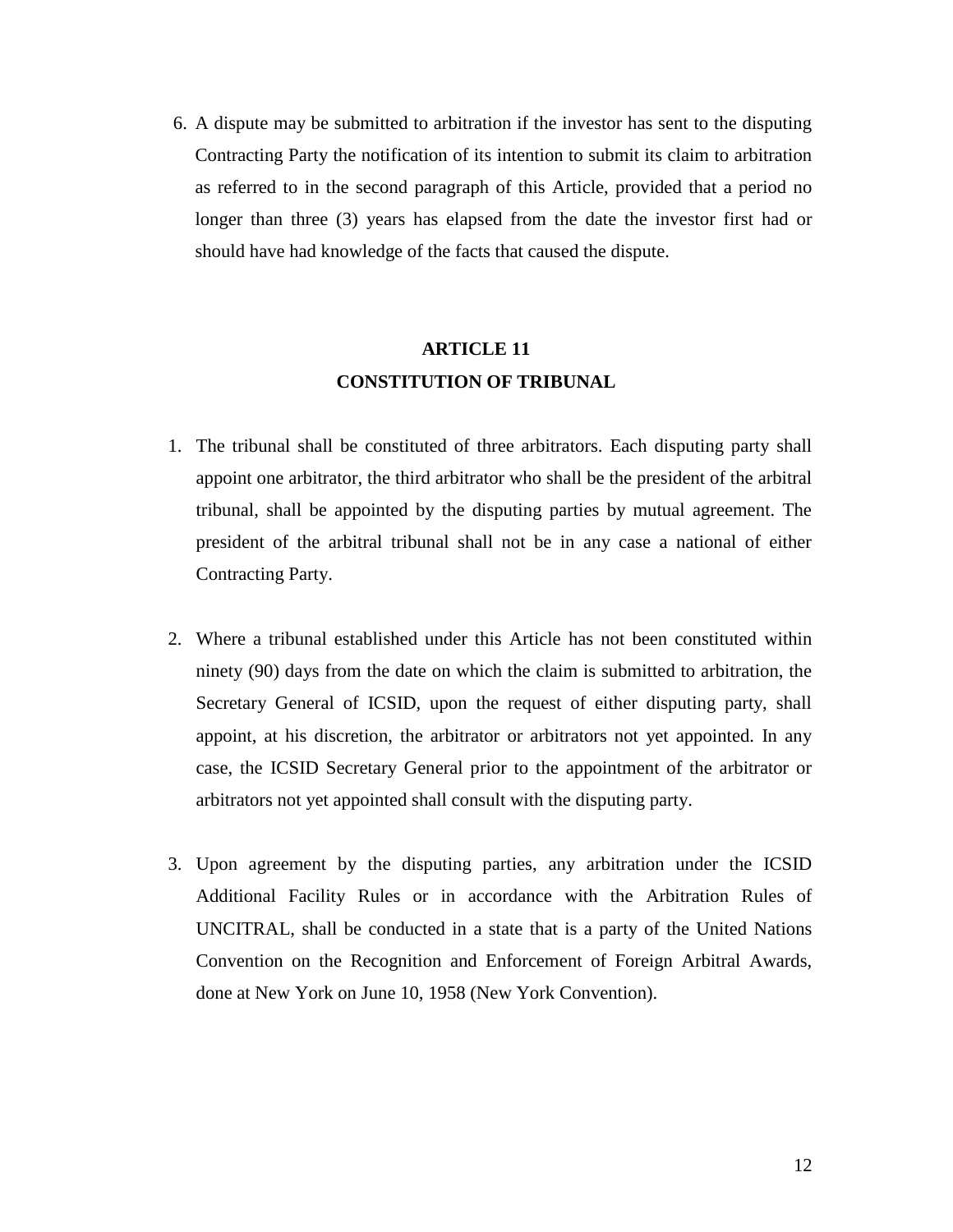6. A dispute may be submitted to arbitration if the investor has sent to the disputing Contracting Party the notification of its intention to submit its claim to arbitration as referred to in the second paragraph of this Article, provided that a period no longer than three (3) years has elapsed from the date the investor first had or should have had knowledge of the facts that caused the dispute.

## ARTICLE 11
## CONSTITUTION OF TRIBUNAL

1. The tribunal shall be constituted of three arbitrators. Each disputing party shall appoint one arbitrator, the third arbitrator who shall be the president of the arbitral tribunal, shall be appointed by the disputing parties by mutual agreement. The president of the arbitral tribunal shall not be in any case a national of either Contracting Party.

2. Where a tribunal established under this Article has not been constituted within ninety (90) days from the date on which the claim is submitted to arbitration, the Secretary General of ICSID, upon the request of either disputing party, shall appoint, at his discretion, the arbitrator or arbitrators not yet appointed. In any case, the ICSID Secretary General prior to the appointment of the arbitrator or arbitrators not yet appointed shall consult with the disputing party.

3. Upon agreement by the disputing parties, any arbitration under the ICSID Additional Facility Rules or in accordance with the Arbitration Rules of UNCITRAL, shall be conducted in a state that is a party of the United Nations Convention on the Recognition and Enforcement of Foreign Arbitral Awards, done at New York on June 10, 1958 (New York Convention).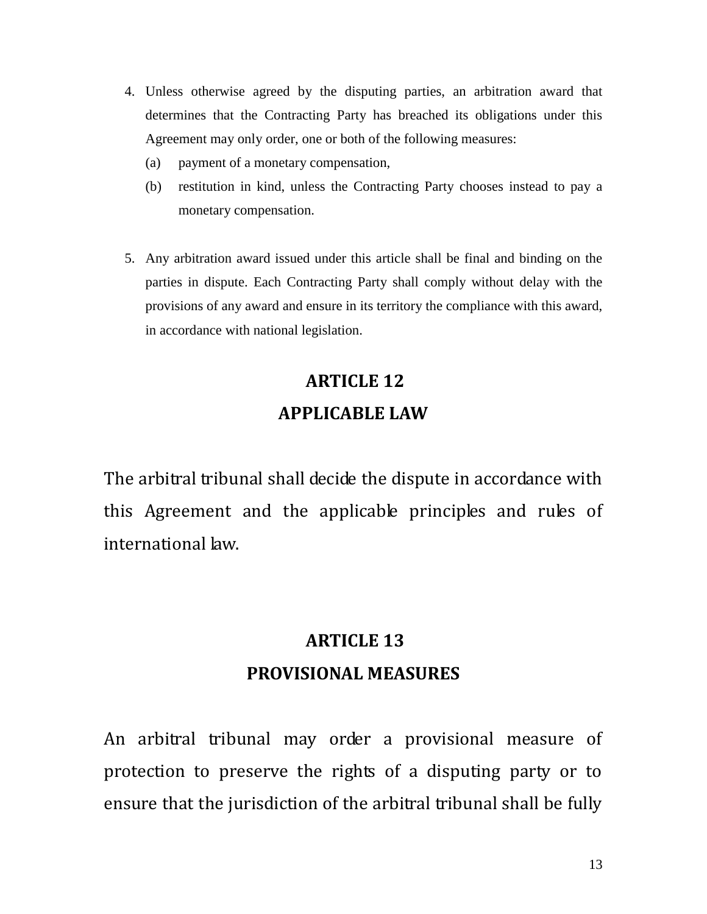4. Unless otherwise agreed by the disputing parties, an arbitration award that determines that the Contracting Party has breached its obligations under this Agreement may only order, one or both of the following measures:
   (a) payment of a monetary compensation,
   (b) restitution in kind, unless the Contracting Party chooses instead to pay a monetary compensation.

5. Any arbitration award issued under this article shall be final and binding on the parties in dispute. Each Contracting Party shall comply without delay with the provisions of any award and ensure in its territory the compliance with this award, in accordance with national legislation.

## ARTICLE 12
## APPLICABLE LAW

The arbitral tribunal shall decide the dispute in accordance with this Agreement and the applicable principles and rules of international law.

## ARTICLE 13
## PROVISIONAL MEASURES

An arbitral tribunal may order a provisional measure of protection to preserve the rights of a disputing party or to ensure that the jurisdiction of the arbitral tribunal shall be fully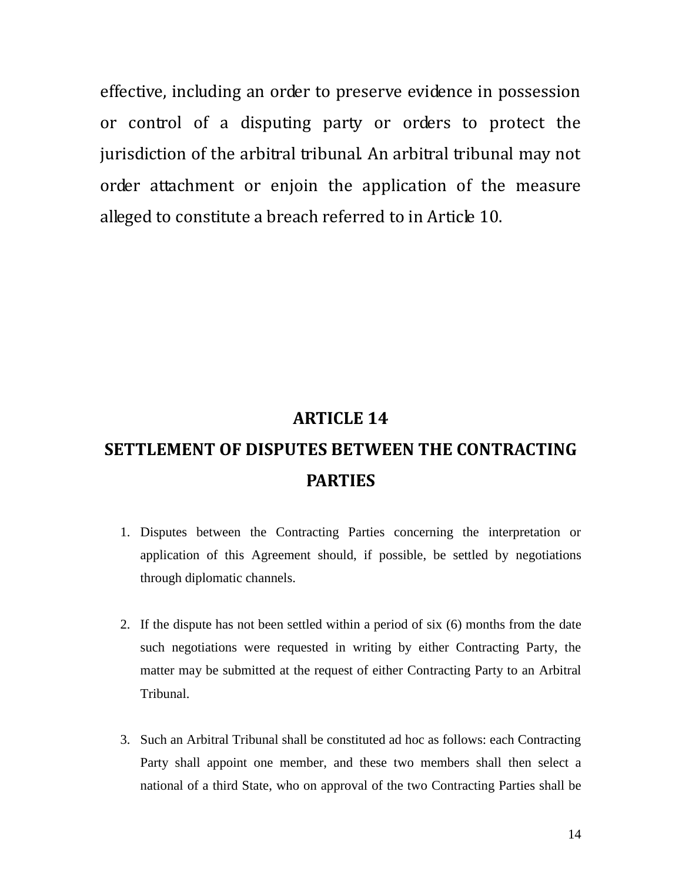effective, including an order to preserve evidence in possession or control of a disputing party or orders to protect the jurisdiction of the arbitral tribunal. An arbitral tribunal may not order attachment or enjoin the application of the measure alleged to constitute a breach referred to in Article 10.

## ARTICLE 14

## SETTLEMENT OF DISPUTES BETWEEN THE CONTRACTING PARTIES

1. Disputes between the Contracting Parties concerning the interpretation or application of this Agreement should, if possible, be settled by negotiations through diplomatic channels.

2. If the dispute has not been settled within a period of six (6) months from the date such negotiations were requested in writing by either Contracting Party, the matter may be submitted at the request of either Contracting Party to an Arbitral Tribunal.

3. Such an Arbitral Tribunal shall be constituted ad hoc as follows: each Contracting Party shall appoint one member, and these two members shall then select a national of a third State, who on approval of the two Contracting Parties shall be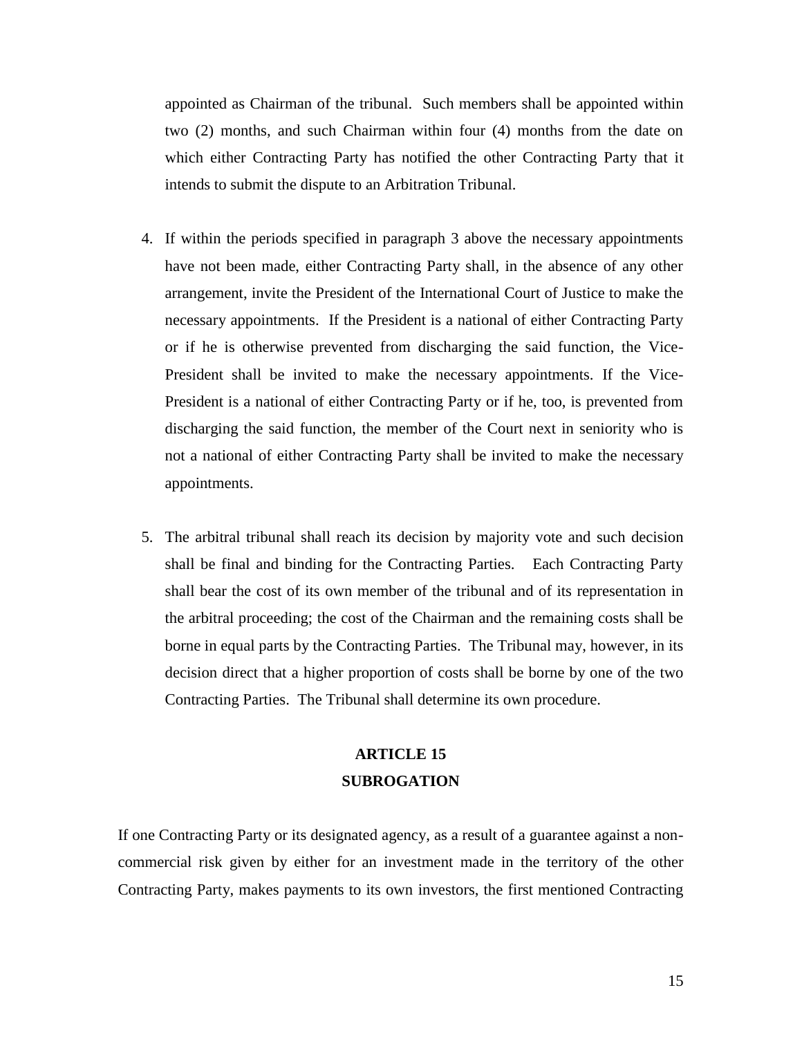appointed as Chairman of the tribunal. Such members shall be appointed within two (2) months, and such Chairman within four (4) months from the date on which either Contracting Party has notified the other Contracting Party that it intends to submit the dispute to an Arbitration Tribunal.

4. If within the periods specified in paragraph 3 above the necessary appointments have not been made, either Contracting Party shall, in the absence of any other arrangement, invite the President of the International Court of Justice to make the necessary appointments. If the President is a national of either Contracting Party or if he is otherwise prevented from discharging the said function, the Vice-President shall be invited to make the necessary appointments. If the Vice-President is a national of either Contracting Party or if he, too, is prevented from discharging the said function, the member of the Court next in seniority who is not a national of either Contracting Party shall be invited to make the necessary appointments.

5. The arbitral tribunal shall reach its decision by majority vote and such decision shall be final and binding for the Contracting Parties. Each Contracting Party shall bear the cost of its own member of the tribunal and of its representation in the arbitral proceeding; the cost of the Chairman and the remaining costs shall be borne in equal parts by the Contracting Parties. The Tribunal may, however, in its decision direct that a higher proportion of costs shall be borne by one of the two Contracting Parties. The Tribunal shall determine its own procedure.

## ARTICLE 15
## SUBROGATION

If one Contracting Party or its designated agency, as a result of a guarantee against a non-commercial risk given by either for an investment made in the territory of the other Contracting Party, makes payments to its own investors, the first mentioned Contracting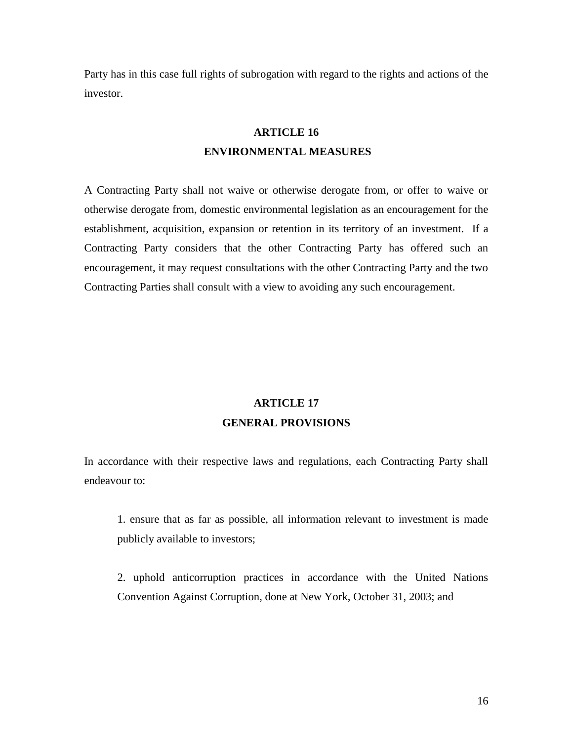Party has in this case full rights of subrogation with regard to the rights and actions of the investor.

## ARTICLE 16
## ENVIRONMENTAL MEASURES

A Contracting Party shall not waive or otherwise derogate from, or offer to waive or otherwise derogate from, domestic environmental legislation as an encouragement for the establishment, acquisition, expansion or retention in its territory of an investment. If a Contracting Party considers that the other Contracting Party has offered such an encouragement, it may request consultations with the other Contracting Party and the two Contracting Parties shall consult with a view to avoiding any such encouragement.

## ARTICLE 17
## GENERAL PROVISIONS

In accordance with their respective laws and regulations, each Contracting Party shall endeavour to:

1. ensure that as far as possible, all information relevant to investment is made publicly available to investors;

2. uphold anticorruption practices in accordance with the United Nations Convention Against Corruption, done at New York, October 31, 2003; and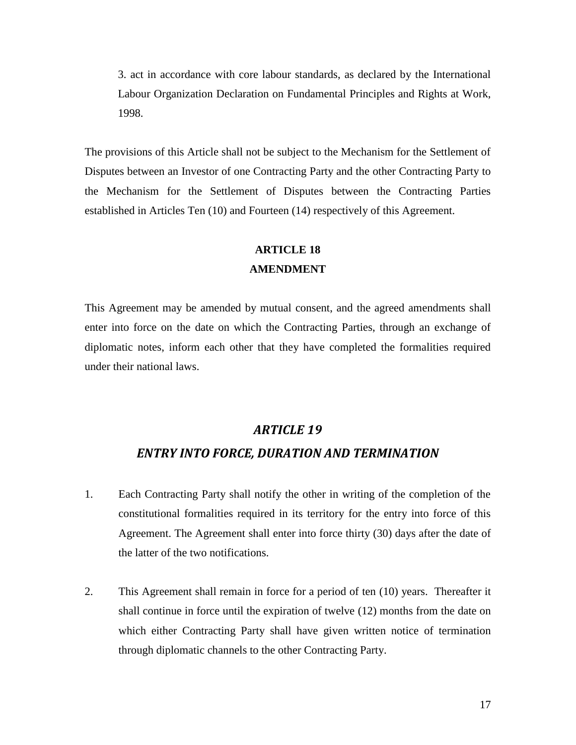3. act in accordance with core labour standards, as declared by the International Labour Organization Declaration on Fundamental Principles and Rights at Work, 1998.

The provisions of this Article shall not be subject to the Mechanism for the Settlement of Disputes between an Investor of one Contracting Party and the other Contracting Party to the Mechanism for the Settlement of Disputes between the Contracting Parties established in Articles Ten (10) and Fourteen (14) respectively of this Agreement.

## ARTICLE 18
## AMENDMENT

This Agreement may be amended by mutual consent, and the agreed amendments shall enter into force on the date on which the Contracting Parties, through an exchange of diplomatic notes, inform each other that they have completed the formalities required under their national laws.

## *ARTICLE 19*
## *ENTRY INTO FORCE, DURATION AND TERMINATION*

1. Each Contracting Party shall notify the other in writing of the completion of the constitutional formalities required in its territory for the entry into force of this Agreement. The Agreement shall enter into force thirty (30) days after the date of the latter of the two notifications.

2. This Agreement shall remain in force for a period of ten (10) years. Thereafter it shall continue in force until the expiration of twelve (12) months from the date on which either Contracting Party shall have given written notice of termination through diplomatic channels to the other Contracting Party.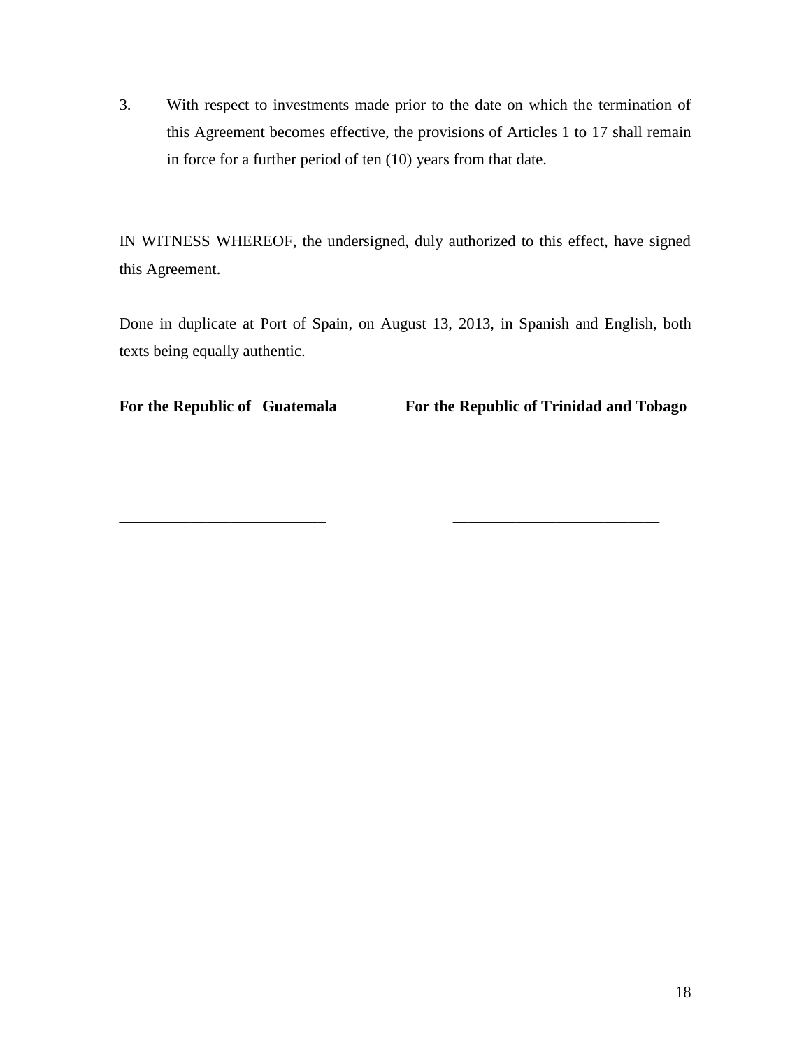3. With respect to investments made prior to the date on which the termination of this Agreement becomes effective, the provisions of Articles 1 to 17 shall remain in force for a further period of ten (10) years from that date.

IN WITNESS WHEREOF, the undersigned, duly authorized to this effect, have signed this Agreement.

Done in duplicate at Port of Spain, on August 13, 2013, in Spanish and English, both texts being equally authentic.

| | |
|---|---|
| **For the Republic of Guatemala** | **For the Republic of Trinidad and Tobago** |
| ___________________________ | ___________________________ |